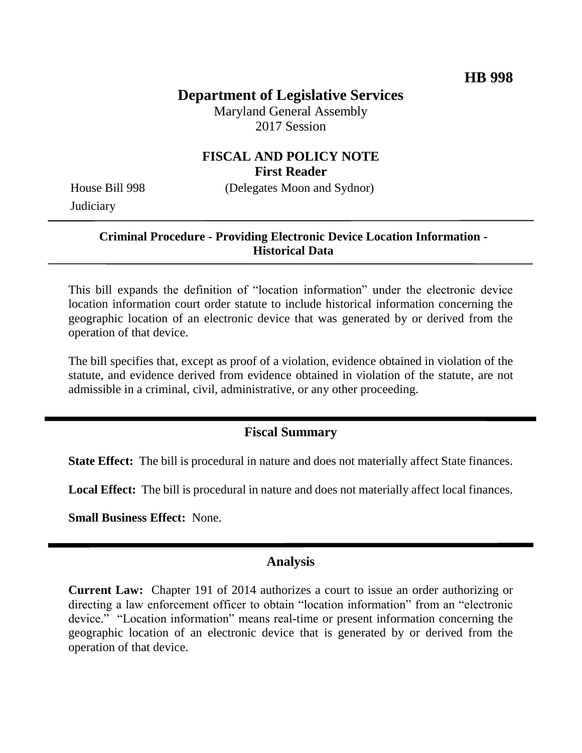**HB 998**

# Department of Legislative Services

Maryland General Assembly
2017 Session

## FISCAL AND POLICY NOTE
**First Reader**

House Bill 998 (Delegates Moon and Sydnor)
Judiciary

---

**Criminal Procedure - Providing Electronic Device Location Information - Historical Data**

---

This bill expands the definition of "location information" under the electronic device location information court order statute to include historical information concerning the geographic location of an electronic device that was generated by or derived from the operation of that device.

The bill specifies that, except as proof of a violation, evidence obtained in violation of the statute, and evidence derived from evidence obtained in violation of the statute, are not admissible in a criminal, civil, administrative, or any other proceeding.

---

## Fiscal Summary

**State Effect:** The bill is procedural in nature and does not materially affect State finances.

**Local Effect:** The bill is procedural in nature and does not materially affect local finances.

**Small Business Effect:** None.

---

## Analysis

**Current Law:** Chapter 191 of 2014 authorizes a court to issue an order authorizing or directing a law enforcement officer to obtain "location information" from an "electronic device." "Location information" means real-time or present information concerning the geographic location of an electronic device that is generated by or derived from the operation of that device.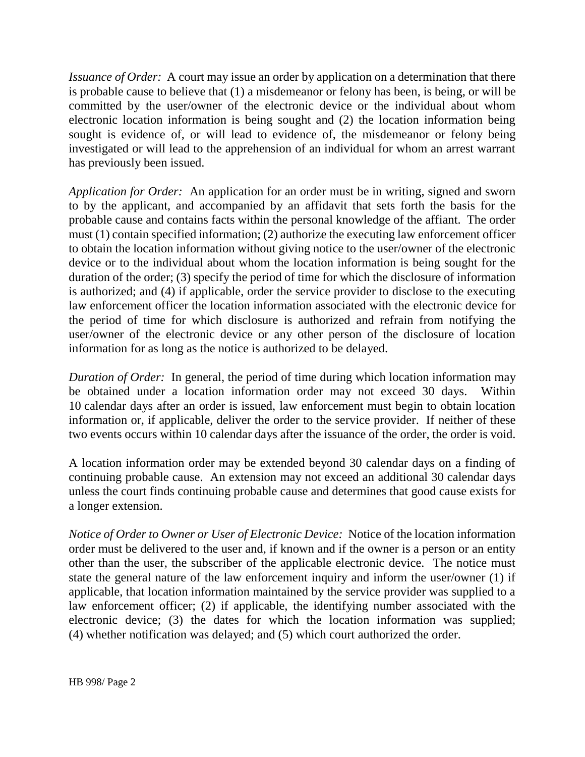*Issuance of Order:* A court may issue an order by application on a determination that there is probable cause to believe that (1) a misdemeanor or felony has been, is being, or will be committed by the user/owner of the electronic device or the individual about whom electronic location information is being sought and (2) the location information being sought is evidence of, or will lead to evidence of, the misdemeanor or felony being investigated or will lead to the apprehension of an individual for whom an arrest warrant has previously been issued.

*Application for Order:* An application for an order must be in writing, signed and sworn to by the applicant, and accompanied by an affidavit that sets forth the basis for the probable cause and contains facts within the personal knowledge of the affiant. The order must (1) contain specified information; (2) authorize the executing law enforcement officer to obtain the location information without giving notice to the user/owner of the electronic device or to the individual about whom the location information is being sought for the duration of the order; (3) specify the period of time for which the disclosure of information is authorized; and (4) if applicable, order the service provider to disclose to the executing law enforcement officer the location information associated with the electronic device for the period of time for which disclosure is authorized and refrain from notifying the user/owner of the electronic device or any other person of the disclosure of location information for as long as the notice is authorized to be delayed.

*Duration of Order:* In general, the period of time during which location information may be obtained under a location information order may not exceed 30 days. Within 10 calendar days after an order is issued, law enforcement must begin to obtain location information or, if applicable, deliver the order to the service provider. If neither of these two events occurs within 10 calendar days after the issuance of the order, the order is void.

A location information order may be extended beyond 30 calendar days on a finding of continuing probable cause. An extension may not exceed an additional 30 calendar days unless the court finds continuing probable cause and determines that good cause exists for a longer extension.

*Notice of Order to Owner or User of Electronic Device:* Notice of the location information order must be delivered to the user and, if known and if the owner is a person or an entity other than the user, the subscriber of the applicable electronic device. The notice must state the general nature of the law enforcement inquiry and inform the user/owner (1) if applicable, that location information maintained by the service provider was supplied to a law enforcement officer; (2) if applicable, the identifying number associated with the electronic device; (3) the dates for which the location information was supplied; (4) whether notification was delayed; and (5) which court authorized the order.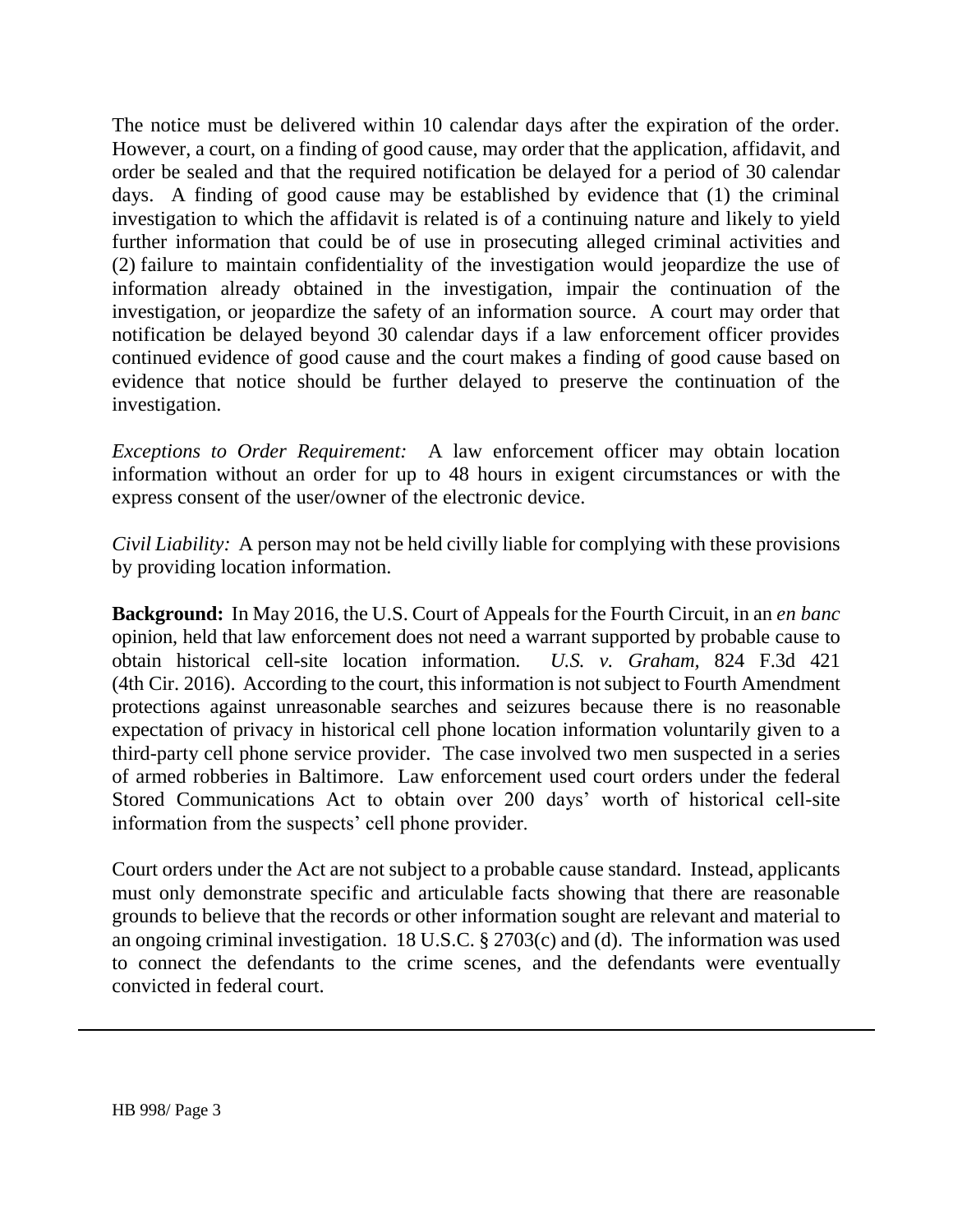The notice must be delivered within 10 calendar days after the expiration of the order. However, a court, on a finding of good cause, may order that the application, affidavit, and order be sealed and that the required notification be delayed for a period of 30 calendar days. A finding of good cause may be established by evidence that (1) the criminal investigation to which the affidavit is related is of a continuing nature and likely to yield further information that could be of use in prosecuting alleged criminal activities and (2) failure to maintain confidentiality of the investigation would jeopardize the use of information already obtained in the investigation, impair the continuation of the investigation, or jeopardize the safety of an information source. A court may order that notification be delayed beyond 30 calendar days if a law enforcement officer provides continued evidence of good cause and the court makes a finding of good cause based on evidence that notice should be further delayed to preserve the continuation of the investigation.

*Exceptions to Order Requirement:* A law enforcement officer may obtain location information without an order for up to 48 hours in exigent circumstances or with the express consent of the user/owner of the electronic device.

*Civil Liability:* A person may not be held civilly liable for complying with these provisions by providing location information.

**Background:** In May 2016, the U.S. Court of Appeals for the Fourth Circuit, in an *en banc* opinion, held that law enforcement does not need a warrant supported by probable cause to obtain historical cell-site location information. *U.S. v. Graham*, 824 F.3d 421 (4th Cir. 2016). According to the court, this information is not subject to Fourth Amendment protections against unreasonable searches and seizures because there is no reasonable expectation of privacy in historical cell phone location information voluntarily given to a third-party cell phone service provider. The case involved two men suspected in a series of armed robberies in Baltimore. Law enforcement used court orders under the federal Stored Communications Act to obtain over 200 days' worth of historical cell-site information from the suspects' cell phone provider.

Court orders under the Act are not subject to a probable cause standard. Instead, applicants must only demonstrate specific and articulable facts showing that there are reasonable grounds to believe that the records or other information sought are relevant and material to an ongoing criminal investigation. 18 U.S.C. § 2703(c) and (d). The information was used to connect the defendants to the crime scenes, and the defendants were eventually convicted in federal court.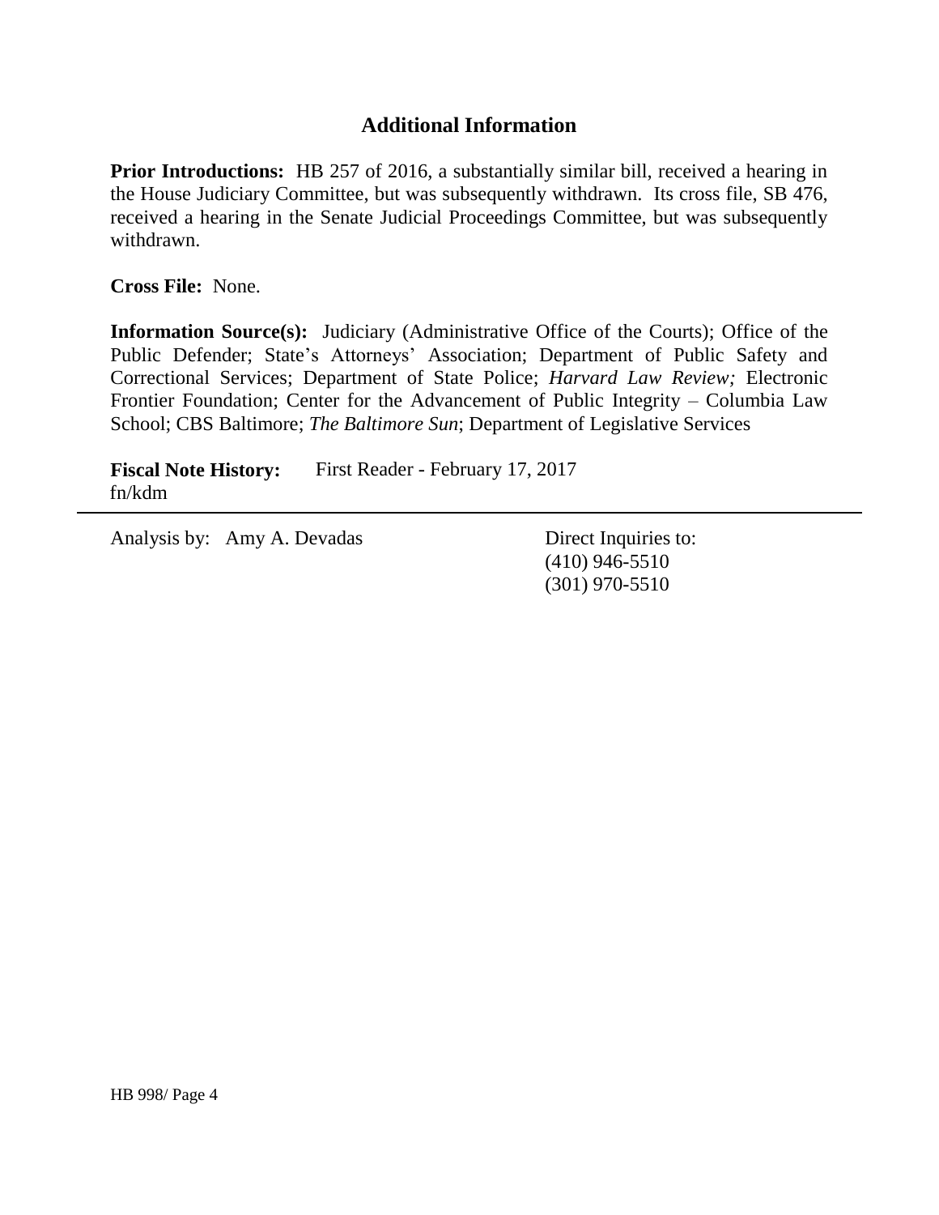## Additional Information

**Prior Introductions:** HB 257 of 2016, a substantially similar bill, received a hearing in the House Judiciary Committee, but was subsequently withdrawn. Its cross file, SB 476, received a hearing in the Senate Judicial Proceedings Committee, but was subsequently withdrawn.

**Cross File:** None.

**Information Source(s):** Judiciary (Administrative Office of the Courts); Office of the Public Defender; State's Attorneys' Association; Department of Public Safety and Correctional Services; Department of State Police; *Harvard Law Review;* Electronic Frontier Foundation; Center for the Advancement of Public Integrity – Columbia Law School; CBS Baltimore; *The Baltimore Sun*; Department of Legislative Services

**Fiscal Note History:** First Reader - February 17, 2017
fn/kdm

---

Analysis by: Amy A. Devadas

Direct Inquiries to:
(410) 946-5510
(301) 970-5510